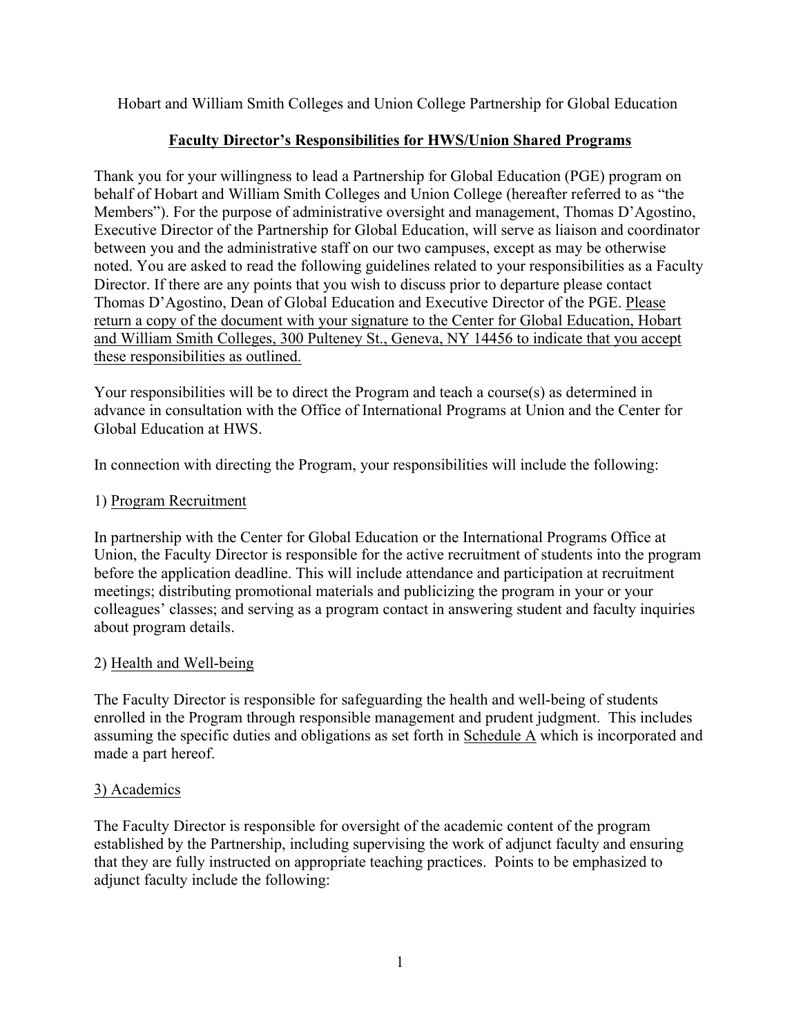Hobart and William Smith Colleges and Union College Partnership for Global Education

## Faculty Director's Responsibilities for HWS/Union Shared Programs

Thank you for your willingness to lead a Partnership for Global Education (PGE) program on behalf of Hobart and William Smith Colleges and Union College (hereafter referred to as "the Members"). For the purpose of administrative oversight and management, Thomas D'Agostino, Executive Director of the Partnership for Global Education, will serve as liaison and coordinator between you and the administrative staff on our two campuses, except as may be otherwise noted. You are asked to read the following guidelines related to your responsibilities as a Faculty Director. If there are any points that you wish to discuss prior to departure please contact Thomas D'Agostino, Dean of Global Education and Executive Director of the PGE. Please return a copy of the document with your signature to the Center for Global Education, Hobart and William Smith Colleges, 300 Pulteney St., Geneva, NY 14456 to indicate that you accept these responsibilities as outlined.

Your responsibilities will be to direct the Program and teach a course(s) as determined in advance in consultation with the Office of International Programs at Union and the Center for Global Education at HWS.

In connection with directing the Program, your responsibilities will include the following:

1) Program Recruitment

In partnership with the Center for Global Education or the International Programs Office at Union, the Faculty Director is responsible for the active recruitment of students into the program before the application deadline. This will include attendance and participation at recruitment meetings; distributing promotional materials and publicizing the program in your or your colleagues' classes; and serving as a program contact in answering student and faculty inquiries about program details.

2) Health and Well-being

The Faculty Director is responsible for safeguarding the health and well-being of students enrolled in the Program through responsible management and prudent judgment. This includes assuming the specific duties and obligations as set forth in Schedule A which is incorporated and made a part hereof.

3) Academics

The Faculty Director is responsible for oversight of the academic content of the program established by the Partnership, including supervising the work of adjunct faculty and ensuring that they are fully instructed on appropriate teaching practices. Points to be emphasized to adjunct faculty include the following: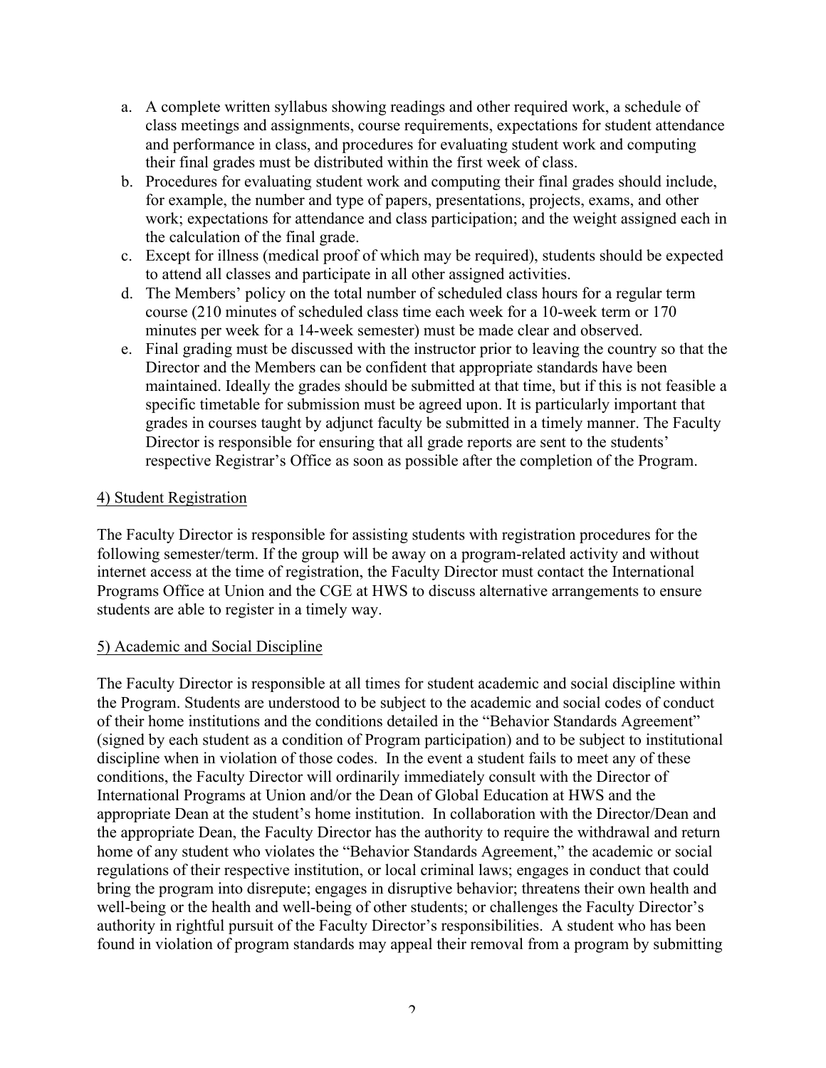a. A complete written syllabus showing readings and other required work, a schedule of class meetings and assignments, course requirements, expectations for student attendance and performance in class, and procedures for evaluating student work and computing their final grades must be distributed within the first week of class.
b. Procedures for evaluating student work and computing their final grades should include, for example, the number and type of papers, presentations, projects, exams, and other work; expectations for attendance and class participation; and the weight assigned each in the calculation of the final grade.
c. Except for illness (medical proof of which may be required), students should be expected to attend all classes and participate in all other assigned activities.
d. The Members' policy on the total number of scheduled class hours for a regular term course (210 minutes of scheduled class time each week for a 10-week term or 170 minutes per week for a 14-week semester) must be made clear and observed.
e. Final grading must be discussed with the instructor prior to leaving the country so that the Director and the Members can be confident that appropriate standards have been maintained. Ideally the grades should be submitted at that time, but if this is not feasible a specific timetable for submission must be agreed upon. It is particularly important that grades in courses taught by adjunct faculty be submitted in a timely manner. The Faculty Director is responsible for ensuring that all grade reports are sent to the students' respective Registrar's Office as soon as possible after the completion of the Program.

4) Student Registration

The Faculty Director is responsible for assisting students with registration procedures for the following semester/term. If the group will be away on a program-related activity and without internet access at the time of registration, the Faculty Director must contact the International Programs Office at Union and the CGE at HWS to discuss alternative arrangements to ensure students are able to register in a timely way.

5) Academic and Social Discipline

The Faculty Director is responsible at all times for student academic and social discipline within the Program. Students are understood to be subject to the academic and social codes of conduct of their home institutions and the conditions detailed in the "Behavior Standards Agreement" (signed by each student as a condition of Program participation) and to be subject to institutional discipline when in violation of those codes. In the event a student fails to meet any of these conditions, the Faculty Director will ordinarily immediately consult with the Director of International Programs at Union and/or the Dean of Global Education at HWS and the appropriate Dean at the student's home institution. In collaboration with the Director/Dean and the appropriate Dean, the Faculty Director has the authority to require the withdrawal and return home of any student who violates the "Behavior Standards Agreement," the academic or social regulations of their respective institution, or local criminal laws; engages in conduct that could bring the program into disrepute; engages in disruptive behavior; threatens their own health and well-being or the health and well-being of other students; or challenges the Faculty Director's authority in rightful pursuit of the Faculty Director's responsibilities. A student who has been found in violation of program standards may appeal their removal from a program by submitting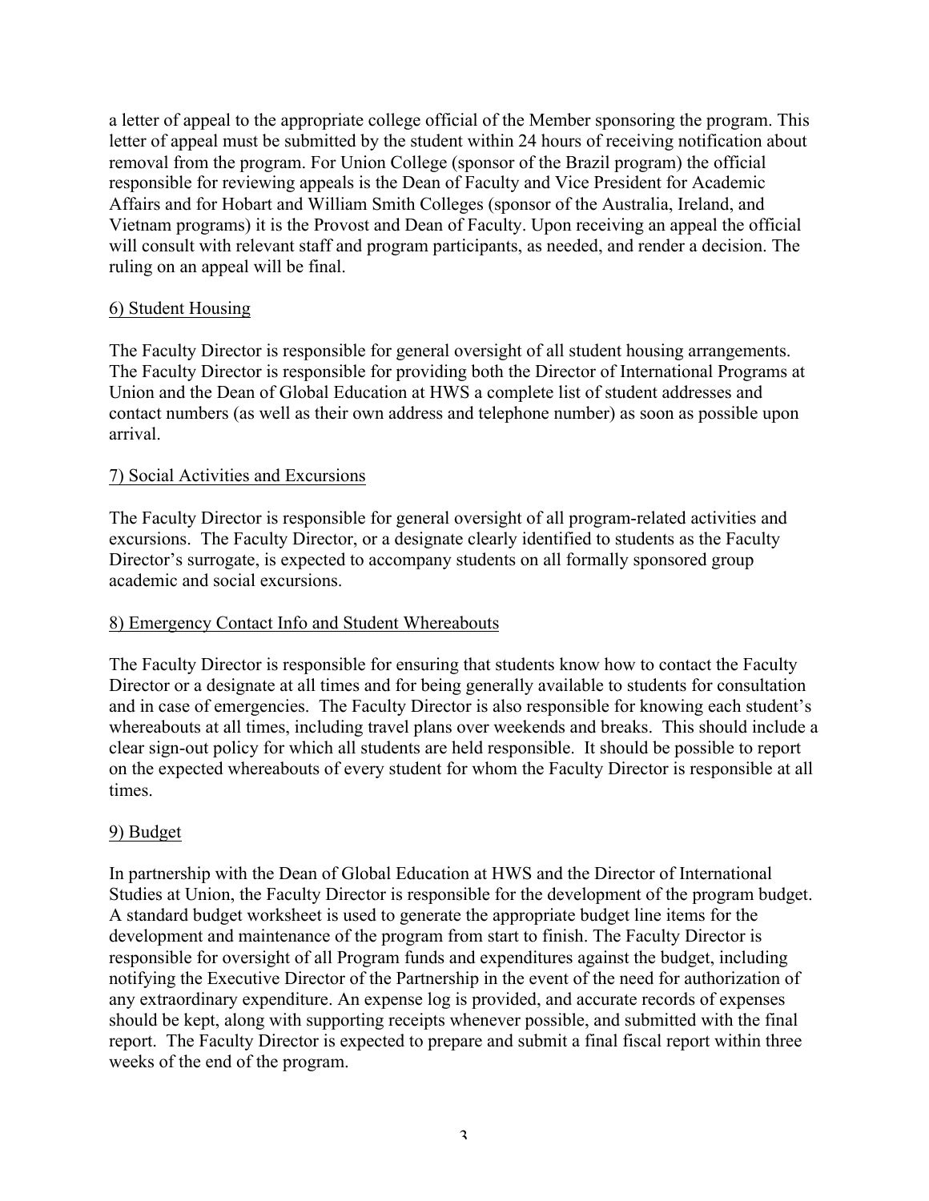a letter of appeal to the appropriate college official of the Member sponsoring the program. This letter of appeal must be submitted by the student within 24 hours of receiving notification about removal from the program. For Union College (sponsor of the Brazil program) the official responsible for reviewing appeals is the Dean of Faculty and Vice President for Academic Affairs and for Hobart and William Smith Colleges (sponsor of the Australia, Ireland, and Vietnam programs) it is the Provost and Dean of Faculty. Upon receiving an appeal the official will consult with relevant staff and program participants, as needed, and render a decision. The ruling on an appeal will be final.

6) Student Housing

The Faculty Director is responsible for general oversight of all student housing arrangements. The Faculty Director is responsible for providing both the Director of International Programs at Union and the Dean of Global Education at HWS a complete list of student addresses and contact numbers (as well as their own address and telephone number) as soon as possible upon arrival.

7) Social Activities and Excursions

The Faculty Director is responsible for general oversight of all program-related activities and excursions. The Faculty Director, or a designate clearly identified to students as the Faculty Director's surrogate, is expected to accompany students on all formally sponsored group academic and social excursions.

8) Emergency Contact Info and Student Whereabouts

The Faculty Director is responsible for ensuring that students know how to contact the Faculty Director or a designate at all times and for being generally available to students for consultation and in case of emergencies. The Faculty Director is also responsible for knowing each student's whereabouts at all times, including travel plans over weekends and breaks. This should include a clear sign-out policy for which all students are held responsible. It should be possible to report on the expected whereabouts of every student for whom the Faculty Director is responsible at all times.

9) Budget

In partnership with the Dean of Global Education at HWS and the Director of International Studies at Union, the Faculty Director is responsible for the development of the program budget. A standard budget worksheet is used to generate the appropriate budget line items for the development and maintenance of the program from start to finish. The Faculty Director is responsible for oversight of all Program funds and expenditures against the budget, including notifying the Executive Director of the Partnership in the event of the need for authorization of any extraordinary expenditure. An expense log is provided, and accurate records of expenses should be kept, along with supporting receipts whenever possible, and submitted with the final report. The Faculty Director is expected to prepare and submit a final fiscal report within three weeks of the end of the program.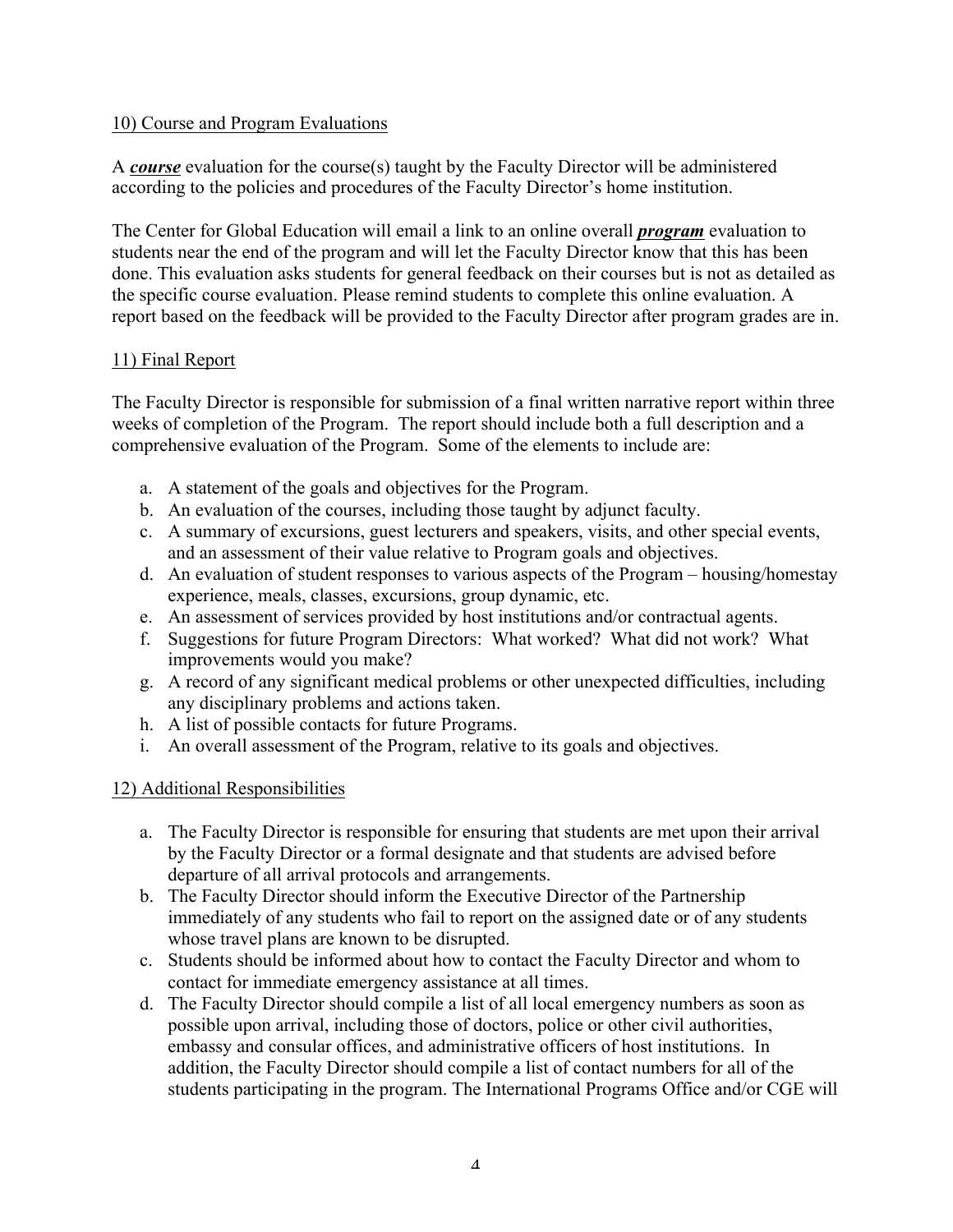## 10) Course and Program Evaluations

A ***course*** evaluation for the course(s) taught by the Faculty Director will be administered according to the policies and procedures of the Faculty Director's home institution.

The Center for Global Education will email a link to an online overall ***program*** evaluation to students near the end of the program and will let the Faculty Director know that this has been done. This evaluation asks students for general feedback on their courses but is not as detailed as the specific course evaluation. Please remind students to complete this online evaluation. A report based on the feedback will be provided to the Faculty Director after program grades are in.

## 11) Final Report

The Faculty Director is responsible for submission of a final written narrative report within three weeks of completion of the Program. The report should include both a full description and a comprehensive evaluation of the Program. Some of the elements to include are:

a. A statement of the goals and objectives for the Program.
b. An evaluation of the courses, including those taught by adjunct faculty.
c. A summary of excursions, guest lecturers and speakers, visits, and other special events, and an assessment of their value relative to Program goals and objectives.
d. An evaluation of student responses to various aspects of the Program – housing/homestay experience, meals, classes, excursions, group dynamic, etc.
e. An assessment of services provided by host institutions and/or contractual agents.
f. Suggestions for future Program Directors: What worked? What did not work? What improvements would you make?
g. A record of any significant medical problems or other unexpected difficulties, including any disciplinary problems and actions taken.
h. A list of possible contacts for future Programs.
i. An overall assessment of the Program, relative to its goals and objectives.

## 12) Additional Responsibilities

a. The Faculty Director is responsible for ensuring that students are met upon their arrival by the Faculty Director or a formal designate and that students are advised before departure of all arrival protocols and arrangements.
b. The Faculty Director should inform the Executive Director of the Partnership immediately of any students who fail to report on the assigned date or of any students whose travel plans are known to be disrupted.
c. Students should be informed about how to contact the Faculty Director and whom to contact for immediate emergency assistance at all times.
d. The Faculty Director should compile a list of all local emergency numbers as soon as possible upon arrival, including those of doctors, police or other civil authorities, embassy and consular offices, and administrative officers of host institutions. In addition, the Faculty Director should compile a list of contact numbers for all of the students participating in the program. The International Programs Office and/or CGE will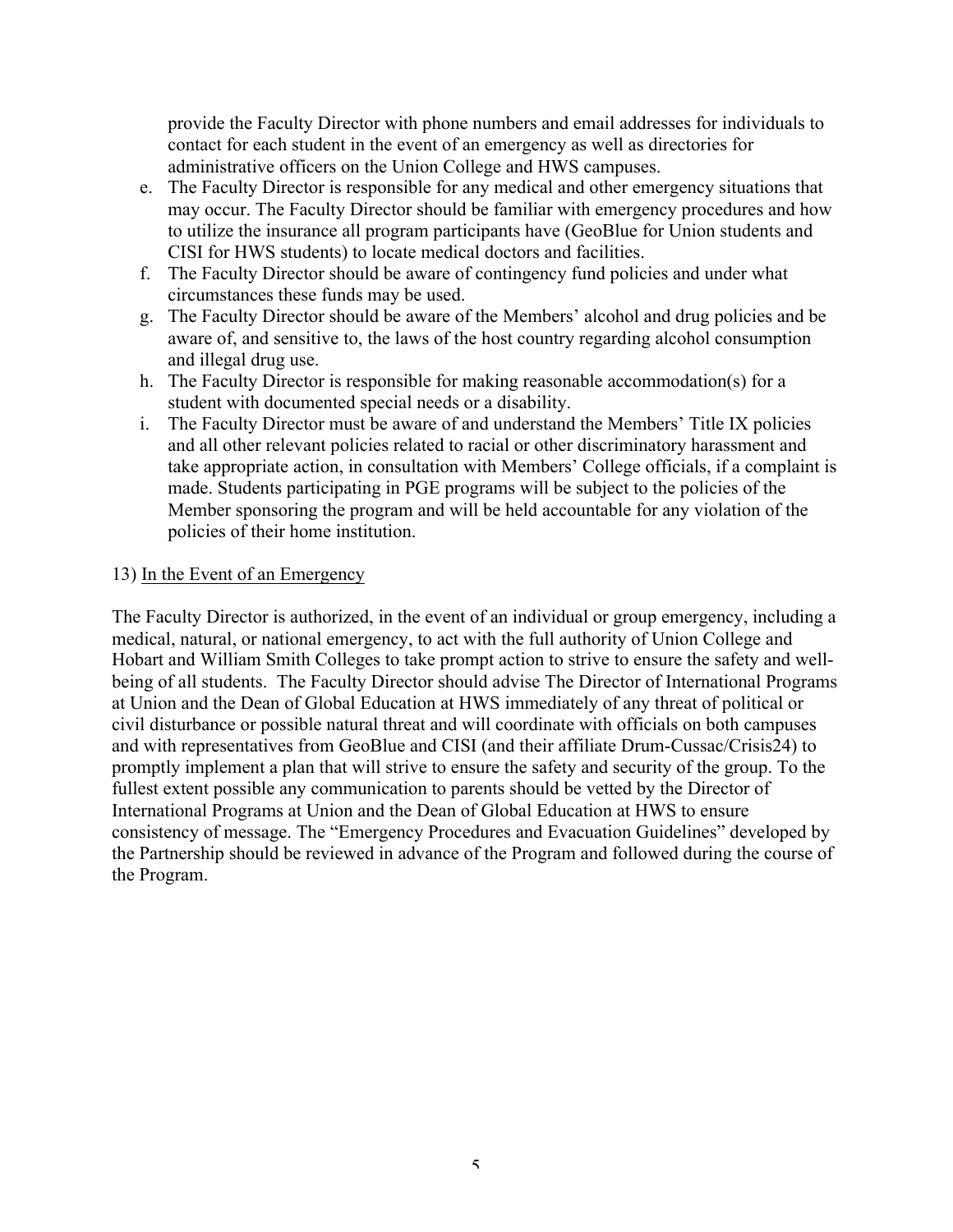provide the Faculty Director with phone numbers and email addresses for individuals to contact for each student in the event of an emergency as well as directories for administrative officers on the Union College and HWS campuses.

e. The Faculty Director is responsible for any medical and other emergency situations that may occur. The Faculty Director should be familiar with emergency procedures and how to utilize the insurance all program participants have (GeoBlue for Union students and CISI for HWS students) to locate medical doctors and facilities.
f. The Faculty Director should be aware of contingency fund policies and under what circumstances these funds may be used.
g. The Faculty Director should be aware of the Members' alcohol and drug policies and be aware of, and sensitive to, the laws of the host country regarding alcohol consumption and illegal drug use.
h. The Faculty Director is responsible for making reasonable accommodation(s) for a student with documented special needs or a disability.
i. The Faculty Director must be aware of and understand the Members' Title IX policies and all other relevant policies related to racial or other discriminatory harassment and take appropriate action, in consultation with Members' College officials, if a complaint is made. Students participating in PGE programs will be subject to the policies of the Member sponsoring the program and will be held accountable for any violation of the policies of their home institution.

13) <u>In the Event of an Emergency</u>

The Faculty Director is authorized, in the event of an individual or group emergency, including a medical, natural, or national emergency, to act with the full authority of Union College and Hobart and William Smith Colleges to take prompt action to strive to ensure the safety and well-being of all students. The Faculty Director should advise The Director of International Programs at Union and the Dean of Global Education at HWS immediately of any threat of political or civil disturbance or possible natural threat and will coordinate with officials on both campuses and with representatives from GeoBlue and CISI (and their affiliate Drum-Cussac/Crisis24) to promptly implement a plan that will strive to ensure the safety and security of the group. To the fullest extent possible any communication to parents should be vetted by the Director of International Programs at Union and the Dean of Global Education at HWS to ensure consistency of message. The "Emergency Procedures and Evacuation Guidelines" developed by the Partnership should be reviewed in advance of the Program and followed during the course of the Program.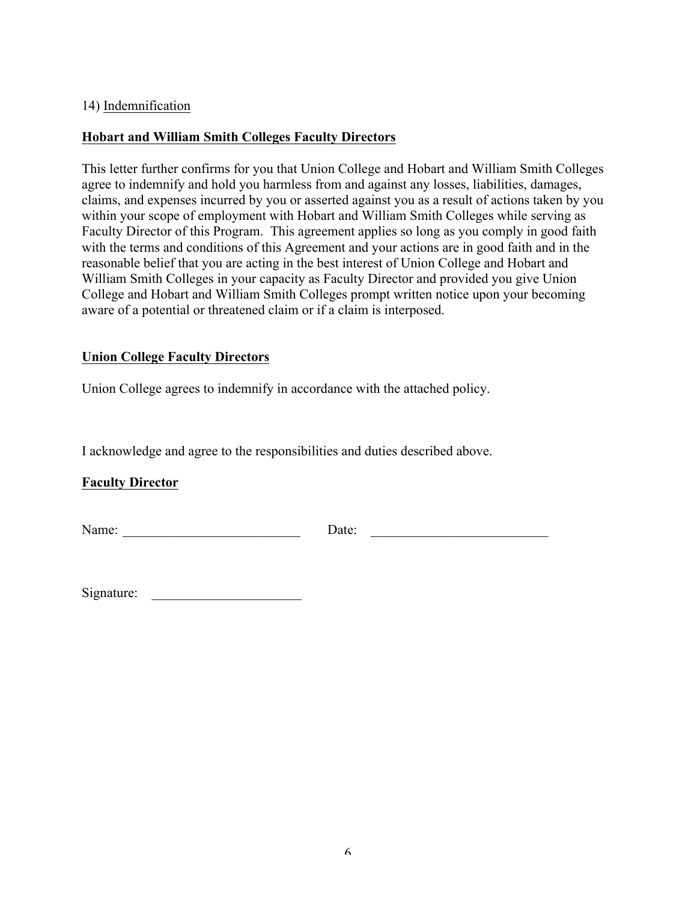14) Indemnification

**Hobart and William Smith Colleges Faculty Directors**

This letter further confirms for you that Union College and Hobart and William Smith Colleges agree to indemnify and hold you harmless from and against any losses, liabilities, damages, claims, and expenses incurred by you or asserted against you as a result of actions taken by you within your scope of employment with Hobart and William Smith Colleges while serving as Faculty Director of this Program. This agreement applies so long as you comply in good faith with the terms and conditions of this Agreement and your actions are in good faith and in the reasonable belief that you are acting in the best interest of Union College and Hobart and William Smith Colleges in your capacity as Faculty Director and provided you give Union College and Hobart and William Smith Colleges prompt written notice upon your becoming aware of a potential or threatened claim or if a claim is interposed.

**Union College Faculty Directors**

Union College agrees to indemnify in accordance with the attached policy.

I acknowledge and agree to the responsibilities and duties described above.

**Faculty Director**

Name: ___________________________ Date: ___________________________

Signature: ______________________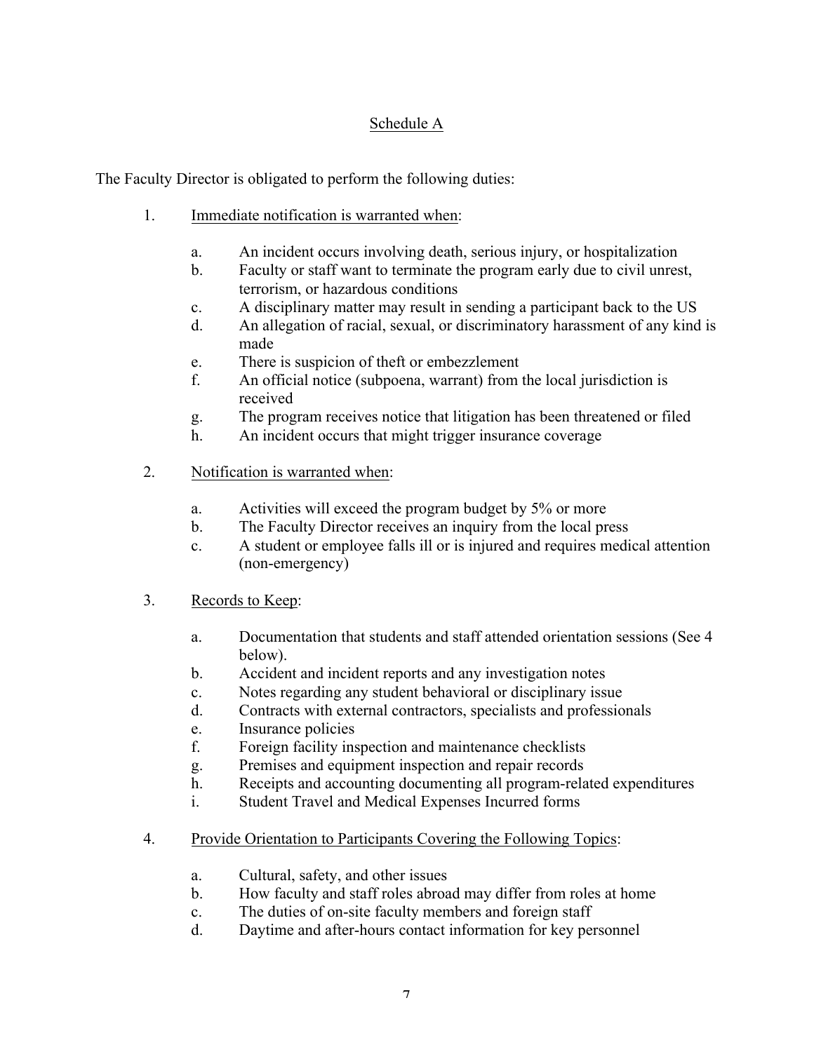## Schedule A

The Faculty Director is obligated to perform the following duties:

1. Immediate notification is warranted when:

   a. An incident occurs involving death, serious injury, or hospitalization
   b. Faculty or staff want to terminate the program early due to civil unrest, terrorism, or hazardous conditions
   c. A disciplinary matter may result in sending a participant back to the US
   d. An allegation of racial, sexual, or discriminatory harassment of any kind is made
   e. There is suspicion of theft or embezzlement
   f. An official notice (subpoena, warrant) from the local jurisdiction is received
   g. The program receives notice that litigation has been threatened or filed
   h. An incident occurs that might trigger insurance coverage

2. Notification is warranted when:

   a. Activities will exceed the program budget by 5% or more
   b. The Faculty Director receives an inquiry from the local press
   c. A student or employee falls ill or is injured and requires medical attention (non-emergency)

3. Records to Keep:

   a. Documentation that students and staff attended orientation sessions (See 4 below).
   b. Accident and incident reports and any investigation notes
   c. Notes regarding any student behavioral or disciplinary issue
   d. Contracts with external contractors, specialists and professionals
   e. Insurance policies
   f. Foreign facility inspection and maintenance checklists
   g. Premises and equipment inspection and repair records
   h. Receipts and accounting documenting all program-related expenditures
   i. Student Travel and Medical Expenses Incurred forms

4. Provide Orientation to Participants Covering the Following Topics:

   a. Cultural, safety, and other issues
   b. How faculty and staff roles abroad may differ from roles at home
   c. The duties of on-site faculty members and foreign staff
   d. Daytime and after-hours contact information for key personnel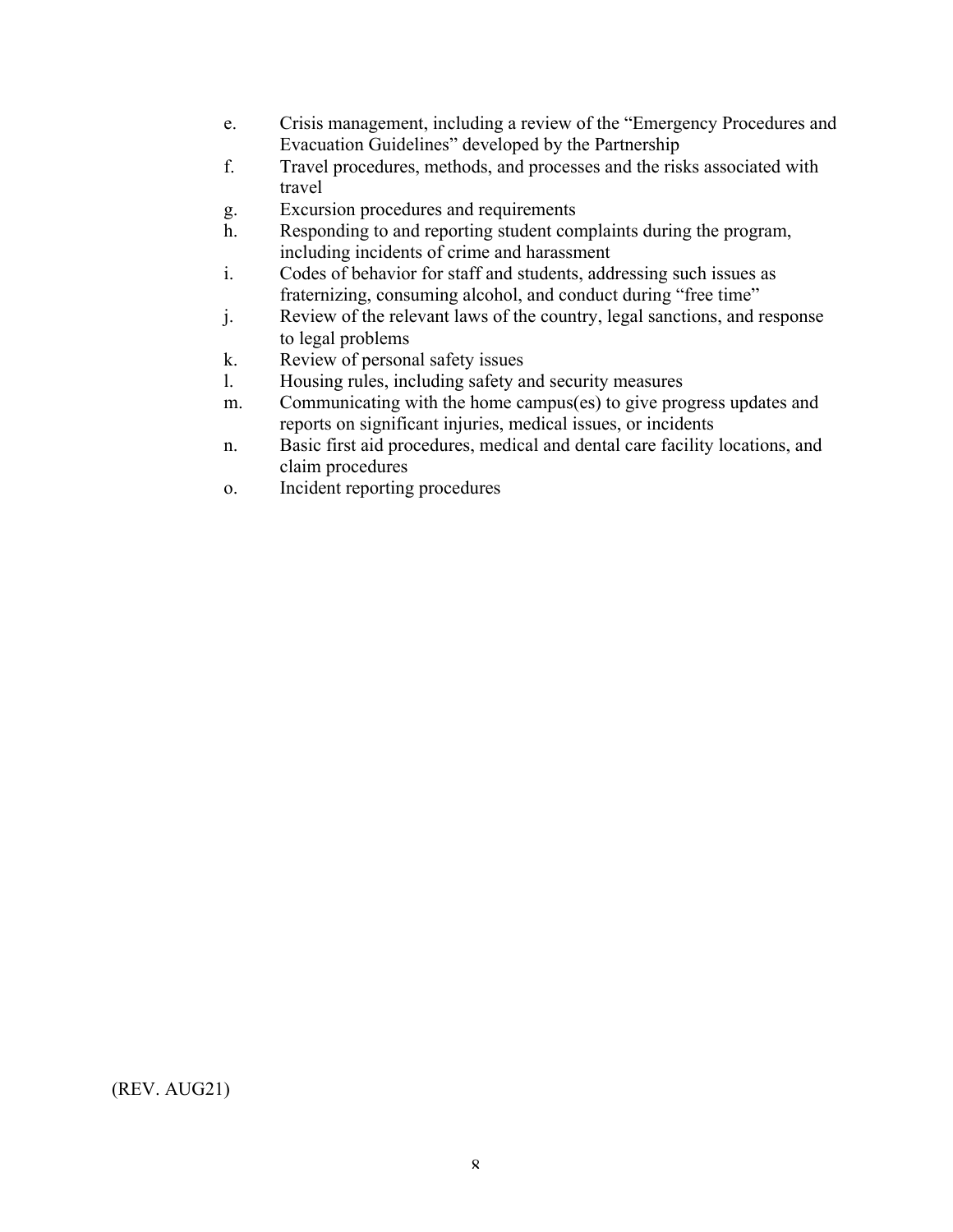e. Crisis management, including a review of the "Emergency Procedures and Evacuation Guidelines" developed by the Partnership

f. Travel procedures, methods, and processes and the risks associated with travel

g. Excursion procedures and requirements

h. Responding to and reporting student complaints during the program, including incidents of crime and harassment

i. Codes of behavior for staff and students, addressing such issues as fraternizing, consuming alcohol, and conduct during "free time"

j. Review of the relevant laws of the country, legal sanctions, and response to legal problems

k. Review of personal safety issues

l. Housing rules, including safety and security measures

m. Communicating with the home campus(es) to give progress updates and reports on significant injuries, medical issues, or incidents

n. Basic first aid procedures, medical and dental care facility locations, and claim procedures

o. Incident reporting procedures

(REV. AUG21)